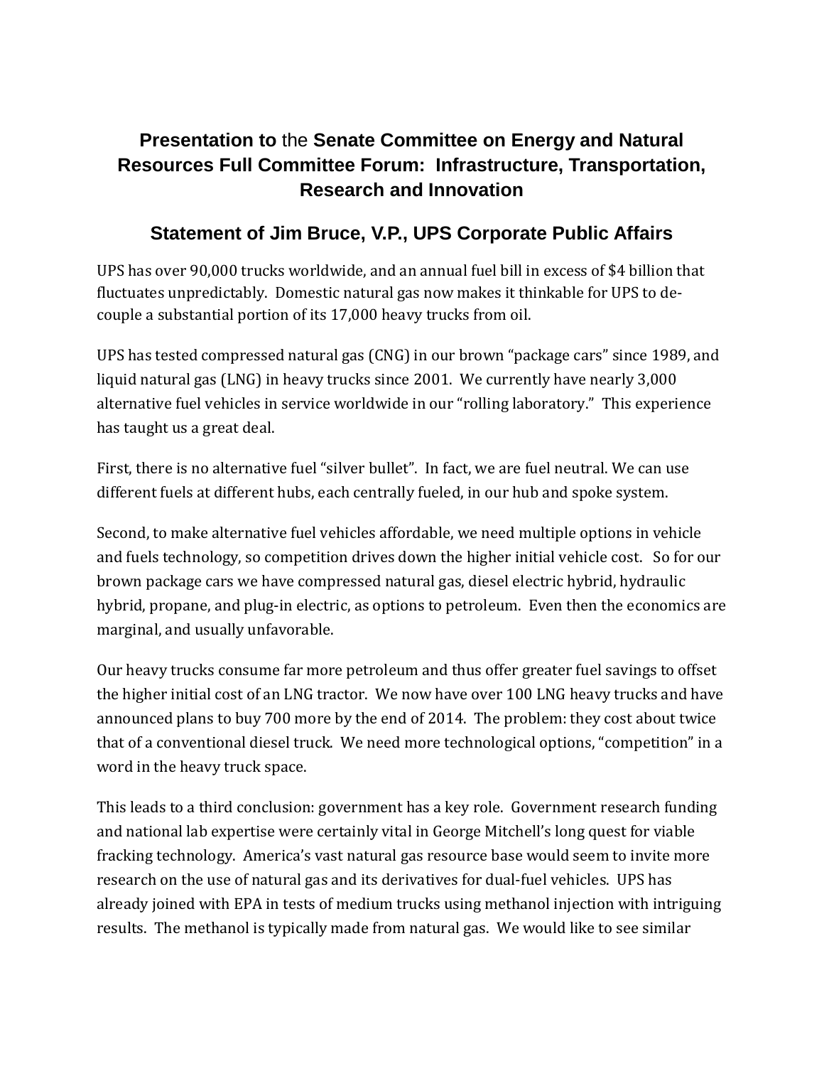# Presentation to the Senate Committee on Energy and Natural Resources Full Committee Forum: Infrastructure, Transportation, Research and Innovation

## Statement of Jim Bruce, V.P., UPS Corporate Public Affairs

UPS has over 90,000 trucks worldwide, and an annual fuel bill in excess of $4 billion that fluctuates unpredictably. Domestic natural gas now makes it thinkable for UPS to de-couple a substantial portion of its 17,000 heavy trucks from oil.

UPS has tested compressed natural gas (CNG) in our brown "package cars" since 1989, and liquid natural gas (LNG) in heavy trucks since 2001. We currently have nearly 3,000 alternative fuel vehicles in service worldwide in our "rolling laboratory." This experience has taught us a great deal.

First, there is no alternative fuel "silver bullet". In fact, we are fuel neutral. We can use different fuels at different hubs, each centrally fueled, in our hub and spoke system.

Second, to make alternative fuel vehicles affordable, we need multiple options in vehicle and fuels technology, so competition drives down the higher initial vehicle cost. So for our brown package cars we have compressed natural gas, diesel electric hybrid, hydraulic hybrid, propane, and plug-in electric, as options to petroleum. Even then the economics are marginal, and usually unfavorable.

Our heavy trucks consume far more petroleum and thus offer greater fuel savings to offset the higher initial cost of an LNG tractor. We now have over 100 LNG heavy trucks and have announced plans to buy 700 more by the end of 2014. The problem: they cost about twice that of a conventional diesel truck. We need more technological options, "competition" in a word in the heavy truck space.

This leads to a third conclusion: government has a key role. Government research funding and national lab expertise were certainly vital in George Mitchell's long quest for viable fracking technology. America's vast natural gas resource base would seem to invite more research on the use of natural gas and its derivatives for dual-fuel vehicles. UPS has already joined with EPA in tests of medium trucks using methanol injection with intriguing results. The methanol is typically made from natural gas. We would like to see similar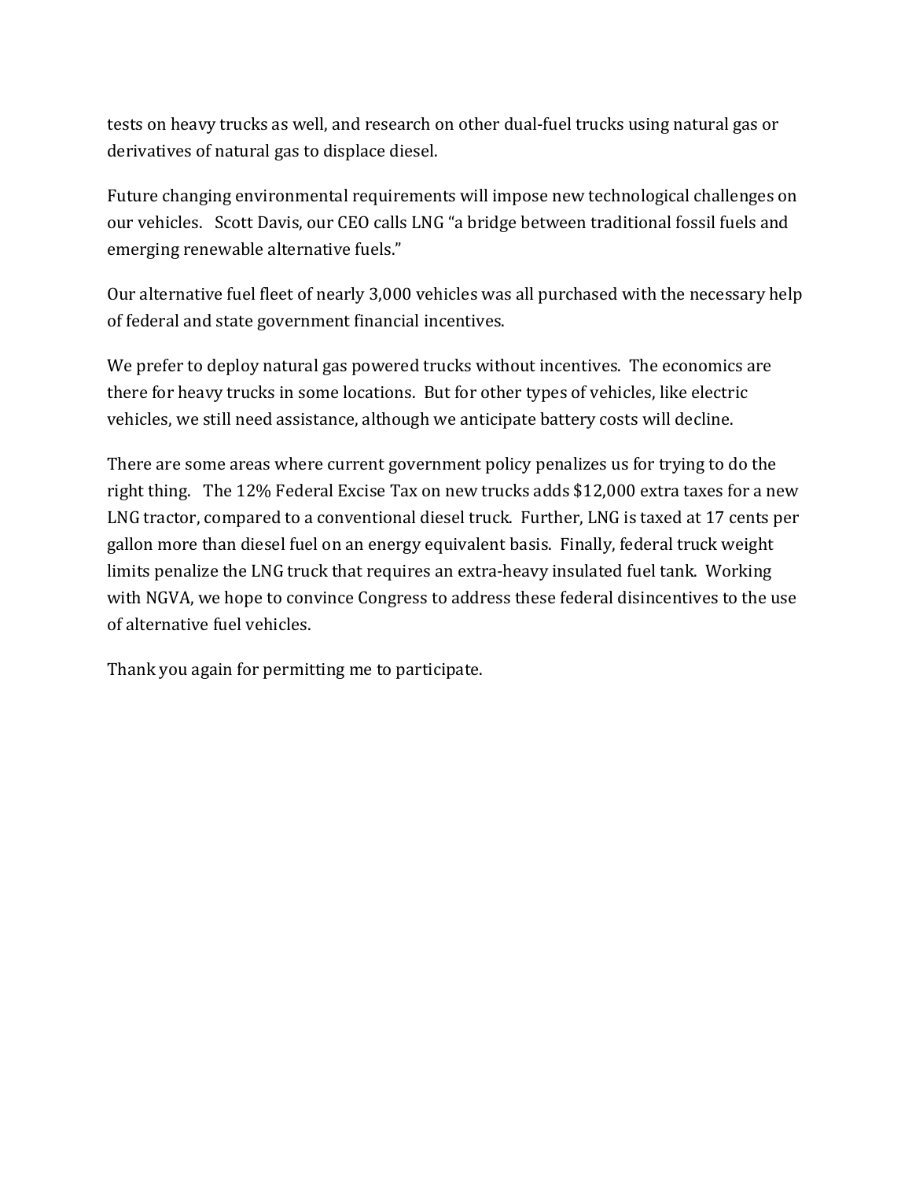tests on heavy trucks as well, and research on other dual-fuel trucks using natural gas or derivatives of natural gas to displace diesel.

Future changing environmental requirements will impose new technological challenges on our vehicles. Scott Davis, our CEO calls LNG "a bridge between traditional fossil fuels and emerging renewable alternative fuels."

Our alternative fuel fleet of nearly 3,000 vehicles was all purchased with the necessary help of federal and state government financial incentives.

We prefer to deploy natural gas powered trucks without incentives. The economics are there for heavy trucks in some locations. But for other types of vehicles, like electric vehicles, we still need assistance, although we anticipate battery costs will decline.

There are some areas where current government policy penalizes us for trying to do the right thing. The 12% Federal Excise Tax on new trucks adds $12,000 extra taxes for a new LNG tractor, compared to a conventional diesel truck. Further, LNG is taxed at 17 cents per gallon more than diesel fuel on an energy equivalent basis. Finally, federal truck weight limits penalize the LNG truck that requires an extra-heavy insulated fuel tank. Working with NGVA, we hope to convince Congress to address these federal disincentives to the use of alternative fuel vehicles.

Thank you again for permitting me to participate.